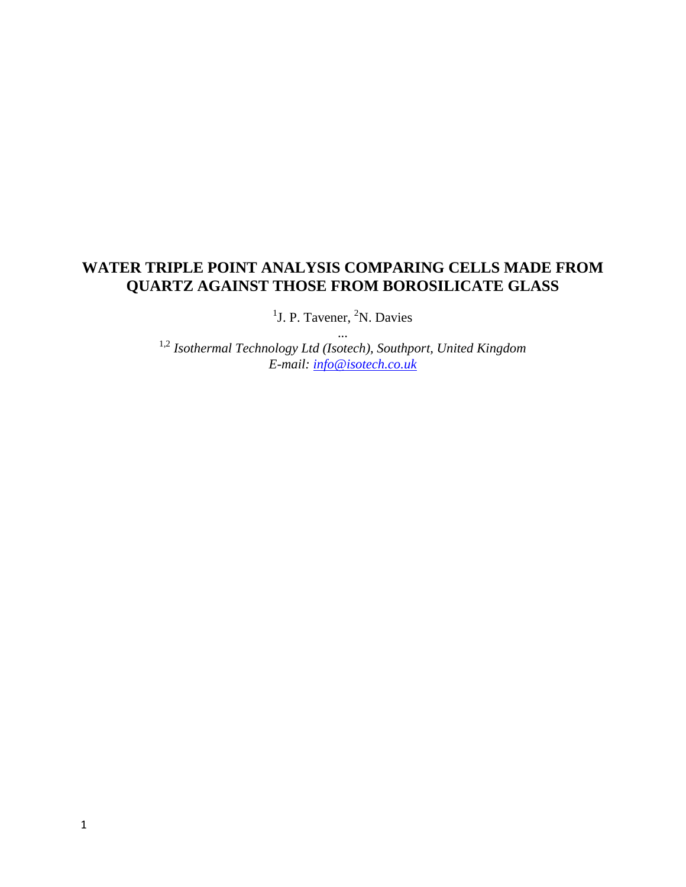# WATER TRIPLE POINT ANALYSIS COMPARING CELLS MADE FROM QUARTZ AGAINST THOSE FROM BOROSILICATE GLASS

[1]J. P. Tavener, [2]N. Davies

...

[1,2] *Isothermal Technology Ltd (Isotech), Southport, United Kingdom*
*E-mail: info@isotech.co.uk*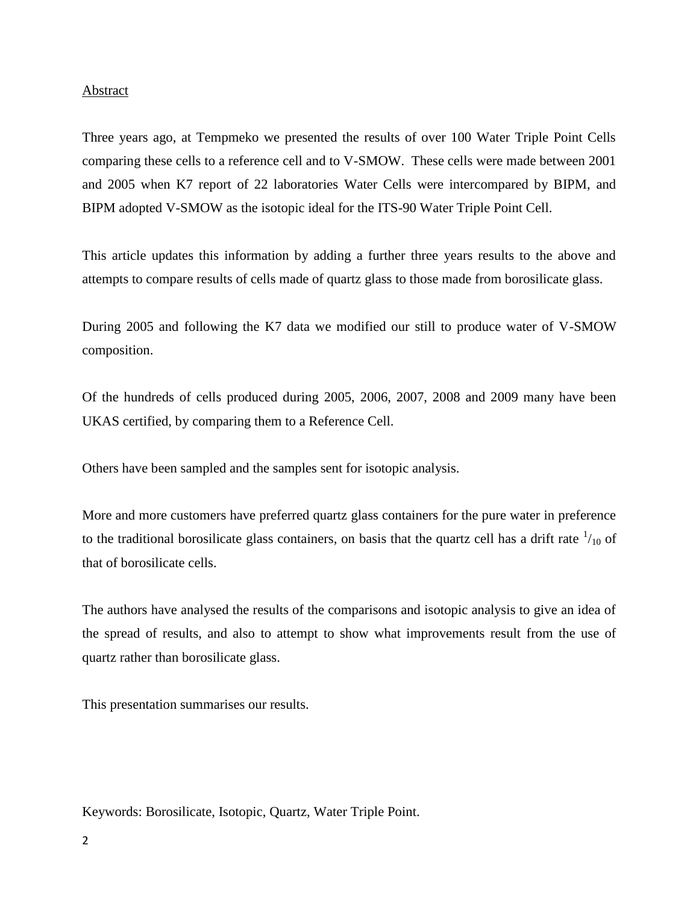## Abstract

Three years ago, at Tempmeko we presented the results of over 100 Water Triple Point Cells comparing these cells to a reference cell and to V-SMOW. These cells were made between 2001 and 2005 when K7 report of 22 laboratories Water Cells were intercompared by BIPM, and BIPM adopted V-SMOW as the isotopic ideal for the ITS-90 Water Triple Point Cell.

This article updates this information by adding a further three years results to the above and attempts to compare results of cells made of quartz glass to those made from borosilicate glass.

During 2005 and following the K7 data we modified our still to produce water of V-SMOW composition.

Of the hundreds of cells produced during 2005, 2006, 2007, 2008 and 2009 many have been UKAS certified, by comparing them to a Reference Cell.

Others have been sampled and the samples sent for isotopic analysis.

More and more customers have preferred quartz glass containers for the pure water in preference to the traditional borosilicate glass containers, on basis that the quartz cell has a drift rate $^{1}/_{10}$ of that of borosilicate cells.

The authors have analysed the results of the comparisons and isotopic analysis to give an idea of the spread of results, and also to attempt to show what improvements result from the use of quartz rather than borosilicate glass.

This presentation summarises our results.

Keywords: Borosilicate, Isotopic, Quartz, Water Triple Point.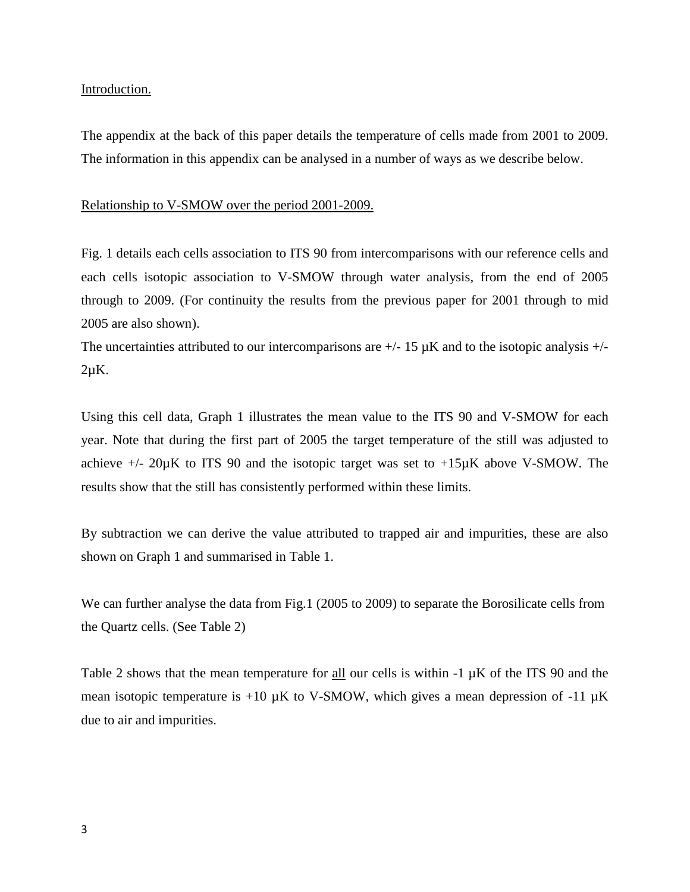Introduction.

The appendix at the back of this paper details the temperature of cells made from 2001 to 2009. The information in this appendix can be analysed in a number of ways as we describe below.

Relationship to V-SMOW over the period 2001-2009.

Fig. 1 details each cells association to ITS 90 from intercomparisons with our reference cells and each cells isotopic association to V-SMOW through water analysis, from the end of 2005 through to 2009. (For continuity the results from the previous paper for 2001 through to mid 2005 are also shown).

The uncertainties attributed to our intercomparisons are +/- 15 µK and to the isotopic analysis +/- 2µK.

Using this cell data, Graph 1 illustrates the mean value to the ITS 90 and V-SMOW for each year. Note that during the first part of 2005 the target temperature of the still was adjusted to achieve +/- 20µK to ITS 90 and the isotopic target was set to +15µK above V-SMOW. The results show that the still has consistently performed within these limits.

By subtraction we can derive the value attributed to trapped air and impurities, these are also shown on Graph 1 and summarised in Table 1.

We can further analyse the data from Fig.1 (2005 to 2009) to separate the Borosilicate cells from the Quartz cells. (See Table 2)

Table 2 shows that the mean temperature for all our cells is within -1 µK of the ITS 90 and the mean isotopic temperature is +10 µK to V-SMOW, which gives a mean depression of -11 µK due to air and impurities.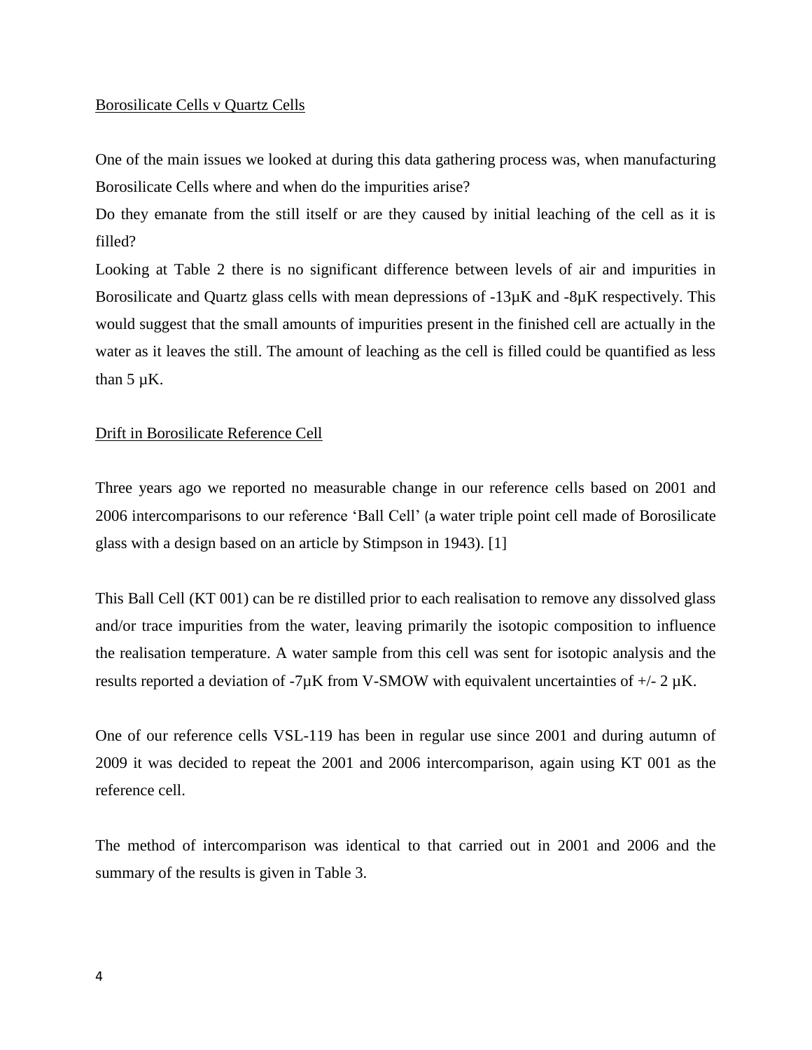## Borosilicate Cells v Quartz Cells

One of the main issues we looked at during this data gathering process was, when manufacturing Borosilicate Cells where and when do the impurities arise?

Do they emanate from the still itself or are they caused by initial leaching of the cell as it is filled?

Looking at Table 2 there is no significant difference between levels of air and impurities in Borosilicate and Quartz glass cells with mean depressions of -13µK and -8µK respectively. This would suggest that the small amounts of impurities present in the finished cell are actually in the water as it leaves the still. The amount of leaching as the cell is filled could be quantified as less than 5 µK.

## Drift in Borosilicate Reference Cell

Three years ago we reported no measurable change in our reference cells based on 2001 and 2006 intercomparisons to our reference 'Ball Cell' (a water triple point cell made of Borosilicate glass with a design based on an article by Stimpson in 1943). [1]

This Ball Cell (KT 001) can be re distilled prior to each realisation to remove any dissolved glass and/or trace impurities from the water, leaving primarily the isotopic composition to influence the realisation temperature. A water sample from this cell was sent for isotopic analysis and the results reported a deviation of -7µK from V-SMOW with equivalent uncertainties of +/- 2 µK.

One of our reference cells VSL-119 has been in regular use since 2001 and during autumn of 2009 it was decided to repeat the 2001 and 2006 intercomparison, again using KT 001 as the reference cell.

The method of intercomparison was identical to that carried out in 2001 and 2006 and the summary of the results is given in Table 3.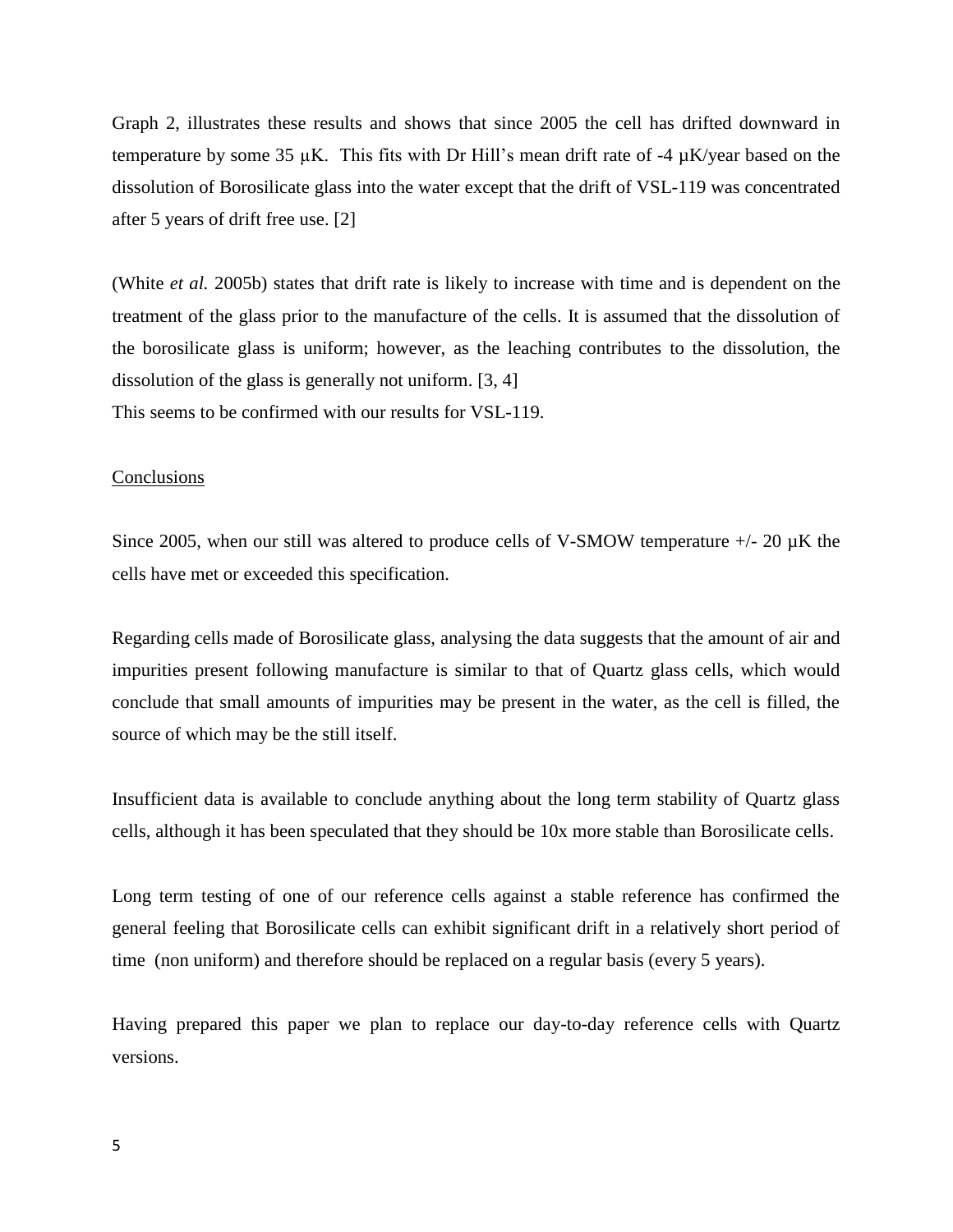Graph 2, illustrates these results and shows that since 2005 the cell has drifted downward in temperature by some 35 μK. This fits with Dr Hill's mean drift rate of -4 μK/year based on the dissolution of Borosilicate glass into the water except that the drift of VSL-119 was concentrated after 5 years of drift free use. [2]

(White *et al.* 2005b) states that drift rate is likely to increase with time and is dependent on the treatment of the glass prior to the manufacture of the cells. It is assumed that the dissolution of the borosilicate glass is uniform; however, as the leaching contributes to the dissolution, the dissolution of the glass is generally not uniform. [3, 4]

This seems to be confirmed with our results for VSL-119.

## Conclusions

Since 2005, when our still was altered to produce cells of V-SMOW temperature +/- 20 μK the cells have met or exceeded this specification.

Regarding cells made of Borosilicate glass, analysing the data suggests that the amount of air and impurities present following manufacture is similar to that of Quartz glass cells, which would conclude that small amounts of impurities may be present in the water, as the cell is filled, the source of which may be the still itself.

Insufficient data is available to conclude anything about the long term stability of Quartz glass cells, although it has been speculated that they should be 10x more stable than Borosilicate cells.

Long term testing of one of our reference cells against a stable reference has confirmed the general feeling that Borosilicate cells can exhibit significant drift in a relatively short period of time (non uniform) and therefore should be replaced on a regular basis (every 5 years).

Having prepared this paper we plan to replace our day-to-day reference cells with Quartz versions.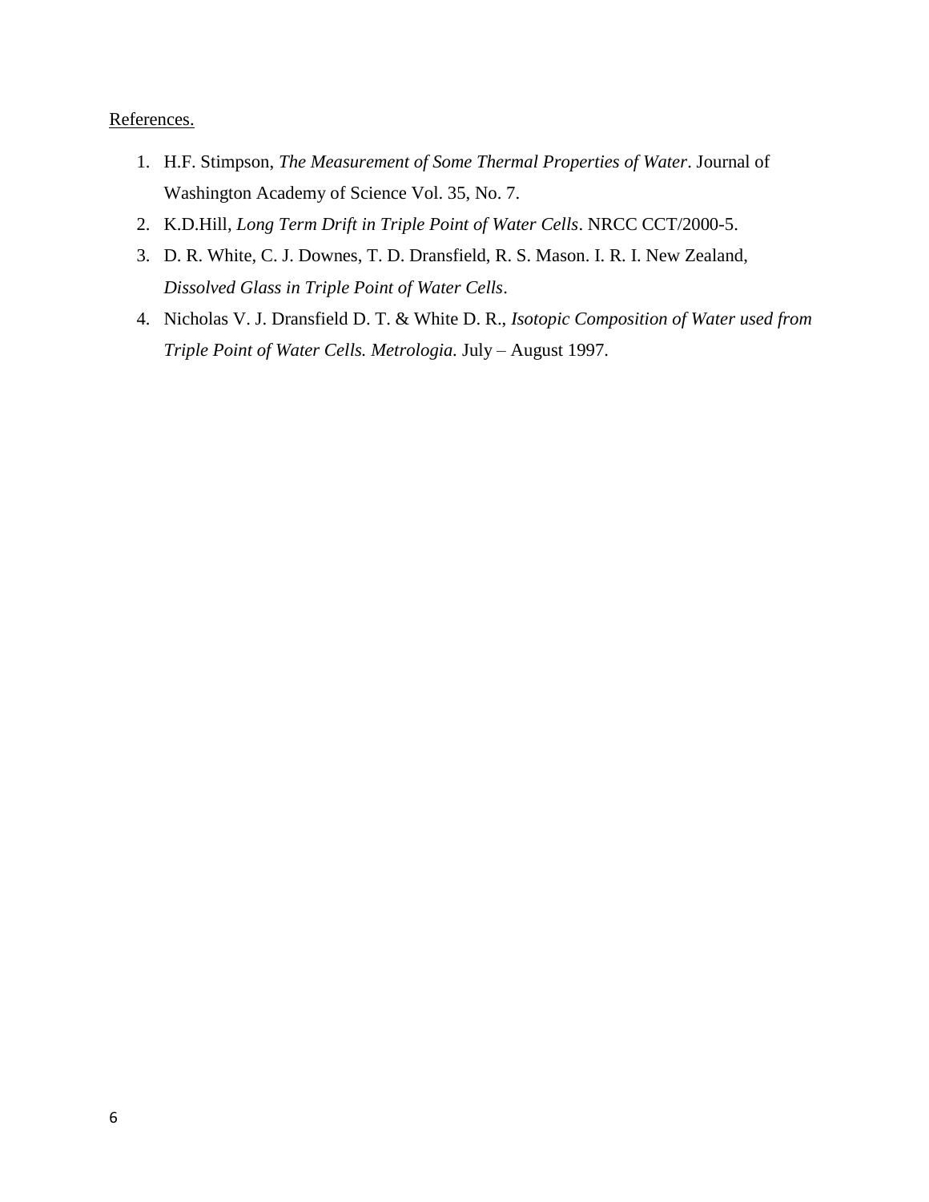References.

1. H.F. Stimpson, *The Measurement of Some Thermal Properties of Water*. Journal of Washington Academy of Science Vol. 35, No. 7.
2. K.D.Hill, *Long Term Drift in Triple Point of Water Cells*. NRCC CCT/2000-5.
3. D. R. White, C. J. Downes, T. D. Dransfield, R. S. Mason. I. R. I. New Zealand, *Dissolved Glass in Triple Point of Water Cells*.
4. Nicholas V. J. Dransfield D. T. & White D. R., *Isotopic Composition of Water used from Triple Point of Water Cells. Metrologia.* July – August 1997.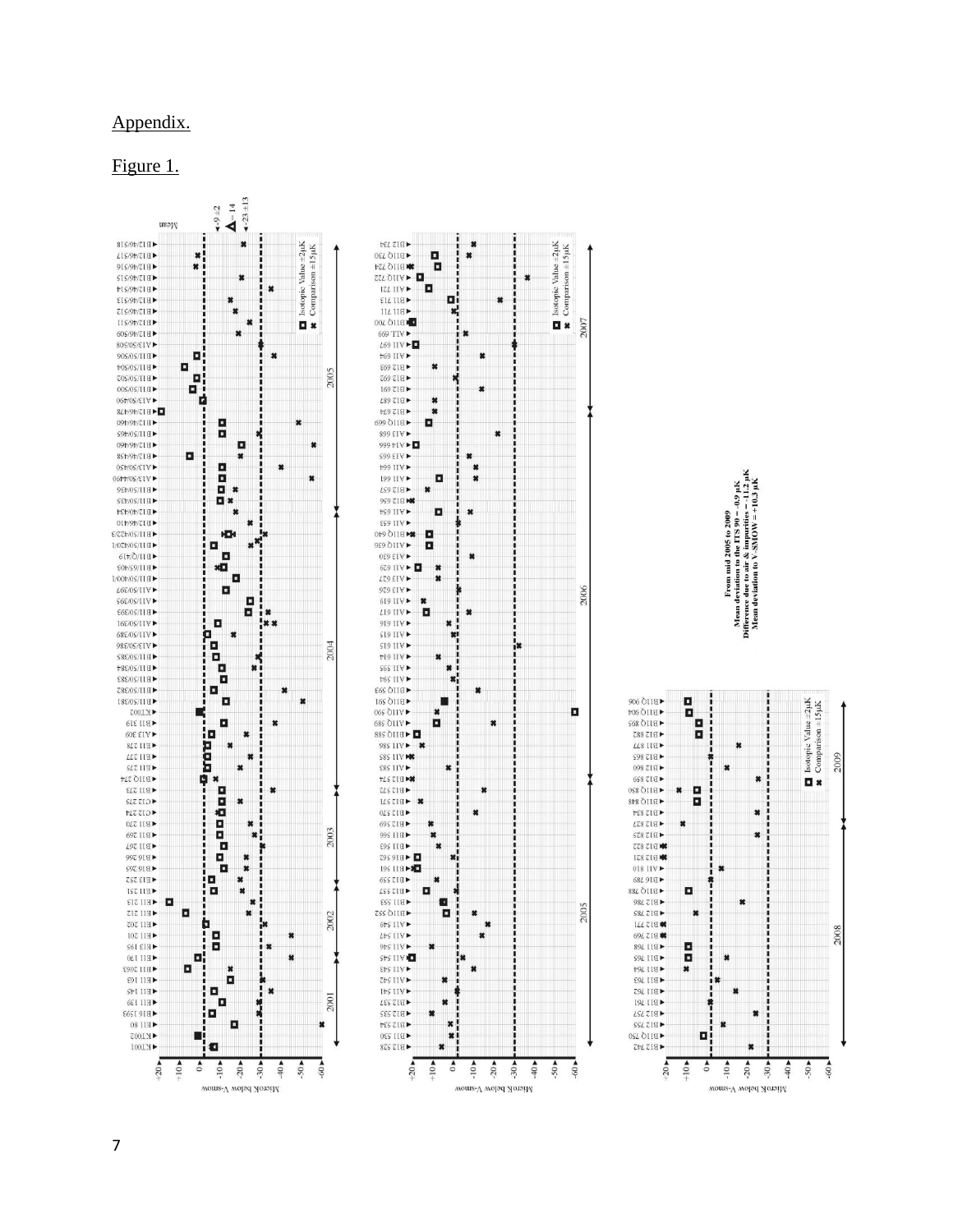Appendix.

Figure 1.

From mid 2005 to 2009
Mean deviation to the ITS 90 = -0.9 µK
Difference due to air & impurities = -11.2 µK
Mean deviation to V-SMOW = +10.3 µK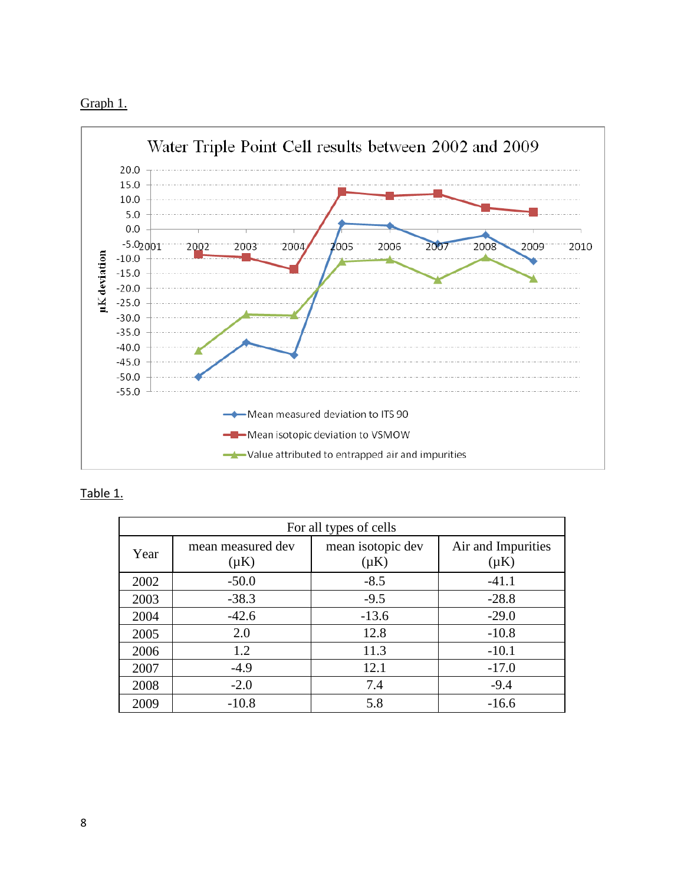Graph 1.

Table 1.

| For all types of cells | | | |
|---|---|---|---|
| Year | mean measured dev (µK) | mean isotopic dev (µK) | Air and Impurities (µK) |
| 2002 | -50.0 | -8.5 | -41.1 |
| 2003 | -38.3 | -9.5 | -28.8 |
| 2004 | -42.6 | -13.6 | -29.0 |
| 2005 | 2.0 | 12.8 | -10.8 |
| 2006 | 1.2 | 11.3 | -10.1 |
| 2007 | -4.9 | 12.1 | -17.0 |
| 2008 | -2.0 | 7.4 | -9.4 |
| 2009 | -10.8 | 5.8 | -16.6 |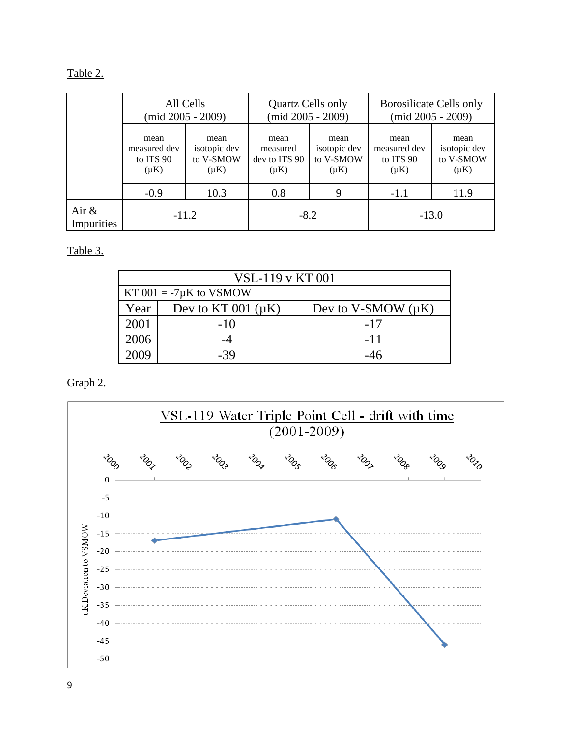Table 2.

| | All Cells (mid 2005 - 2009) | | Quartz Cells only (mid 2005 - 2009) | | Borosilicate Cells only (mid 2005 - 2009) | |
|---|---|---|---|---|---|---|
| | mean measured dev to ITS 90 (μK) | mean isotopic dev to V-SMOW (μK) | mean measured dev to ITS 90 (μK) | mean isotopic dev to V-SMOW (μK) | mean measured dev to ITS 90 (μK) | mean isotopic dev to V-SMOW (μK) |
| | -0.9 | 10.3 | 0.8 | 9 | -1.1 | 11.9 |
| Air & Impurities | -11.2 | | -8.2 | | -13.0 | |

Table 3.

| VSL-119 v KT 001 | | |
|---|---|---|
| KT 001 = -7μK to VSMOW | | |
| Year | Dev to KT 001 (μK) | Dev to V-SMOW (μK) |
| 2001 | -10 | -17 |
| 2006 | -4 | -11 |
| 2009 | -39 | -46 |

Graph 2.

VSL-119 Water Triple Point Cell - drift with time (2001-2009)

2000 2001 2002 2003 2004 2005 2006 2007 2008 2009 2010

0 -5 -10 -15 -20 -25 -30 -35 -40 -45 -50

μK Deviation to VSMOW